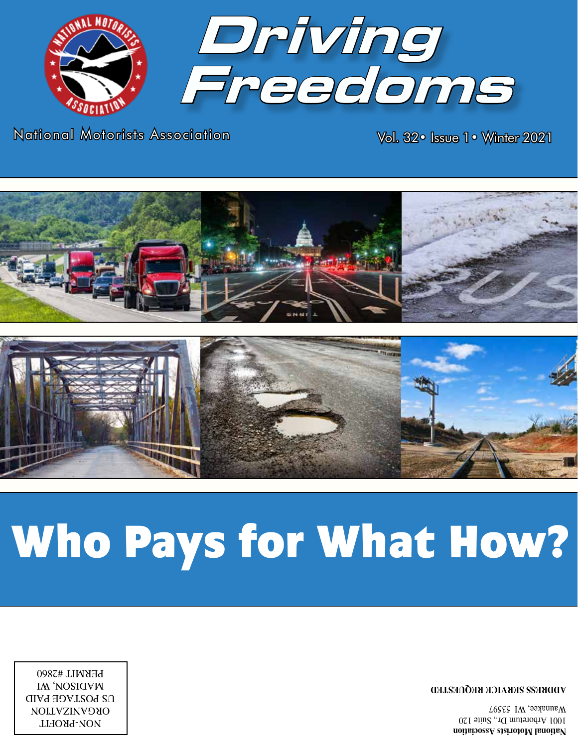# Driving Freedoms

National Motorists Association

Vol. 32 • Issue 1 • Winter 2021

# Who Pays for What How?

NON-PROFIT
ORGANIZATION
US POSTAGE PAID
MADISON, WI
PERMIT #2860

**National Motorists Association**
1001 Arboretum Dr., Suite 120
Waunakee, WI 53597

**ADDRESS SERVICE REQUESTED**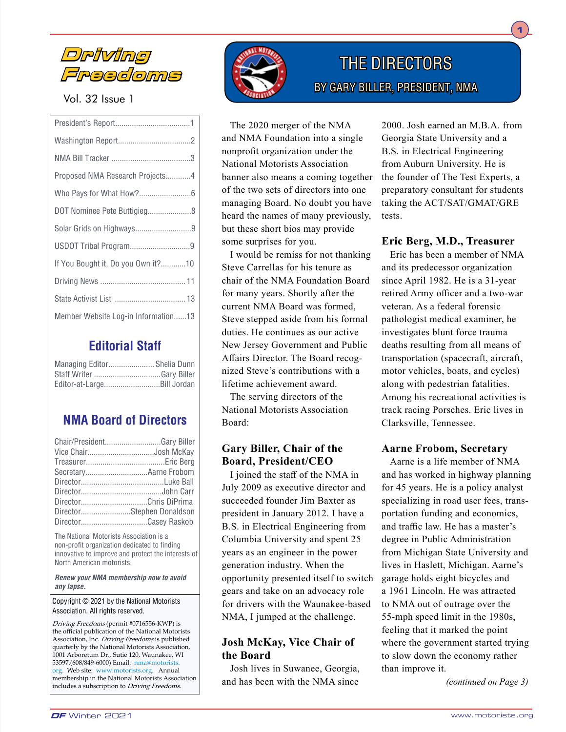# Driving Freedoms

Vol. 32 Issue 1

| | |
|---|---|
| President's Report | 1 |
| Washington Report | 2 |
| NMA Bill Tracker | 3 |
| Proposed NMA Research Projects | 4 |
| Who Pays for What How? | 6 |
| DOT Nominee Pete Buttigieg | 8 |
| Solar Grids on Highways | 9 |
| USDOT Tribal Program | 9 |
| If You Bought it, Do you Own it? | 10 |
| Driving News | 11 |
| State Activist List | 13 |
| Member Website Log-in Information | 13 |

## Editorial Staff

| | |
|---|---|
| Managing Editor | Shelia Dunn |
| Staff Writer | Gary Biller |
| Editor-at-Large | Bill Jordan |

## NMA Board of Directors

| | |
|---|---|
| Chair/President | Gary Biller |
| Vice Chair | Josh McKay |
| Treasurer | Eric Berg |
| Secretary | Aarne Frobom |
| Director | Luke Ball |
| Director | John Carr |
| Director | Chris DiPrima |
| Director | Stephen Donaldson |
| Director | Casey Raskob |

The National Motorists Association is a non-profit organization dedicated to finding innovative to improve and protect the interests of North American motorists.

***Renew your NMA membership now to avoid any lapse.***

Copyright © 2021 by the National Motorists Association. All rights reserved.

*Driving Freedoms* (permit #0716556-KWP) is the official publication of the National Motorists Association, Inc. *Driving Freedoms* is published quarterly by the National Motorists Association, 1001 Arboretum Dr., Sutie 120, Waunakee, WI 53597.(608/849-6000) Email: nma@motorists.org. Web site: www.motorists.org. Annual membership in the National Motorists Association includes a subscription to *Driving Freedoms*.

# THE DIRECTORS

## BY GARY BILLER, PRESIDENT, NMA

The 2020 merger of the NMA and NMA Foundation into a single nonprofit organization under the National Motorists Association banner also means a coming together of the two sets of directors into one managing Board. No doubt you have heard the names of many previously, but these short bios may provide some surprises for you.

I would be remiss for not thanking Steve Carrellas for his tenure as chair of the NMA Foundation Board for many years. Shortly after the current NMA Board was formed, Steve stepped aside from his formal duties. He continues as our active New Jersey Government and Public Affairs Director. The Board recognized Steve's contributions with a lifetime achievement award.

The serving directors of the National Motorists Association Board:

### Gary Biller, Chair of the Board, President/CEO

I joined the staff of the NMA in July 2009 as executive director and succeeded founder Jim Baxter as president in January 2012. I have a B.S. in Electrical Engineering from Columbia University and spent 25 years as an engineer in the power generation industry. When the opportunity presented itself to switch gears and take on an advocacy role for drivers with the Waunakee-based NMA, I jumped at the challenge.

### Josh McKay, Vice Chair of the Board

Josh lives in Suwanee, Georgia, and has been with the NMA since 2000. Josh earned an M.B.A. from Georgia State University and a B.S. in Electrical Engineering from Auburn University. He is the founder of The Test Experts, a preparatory consultant for students taking the ACT/SAT/GMAT/GRE tests.

### Eric Berg, M.D., Treasurer

Eric has been a member of NMA and its predecessor organization since April 1982. He is a 31-year retired Army officer and a two-war veteran. As a federal forensic pathologist medical examiner, he investigates blunt force trauma deaths resulting from all means of transportation (spacecraft, aircraft, motor vehicles, boats, and cycles) along with pedestrian fatalities. Among his recreational activities is track racing Porsches. Eric lives in Clarksville, Tennessee.

### Aarne Frobom, Secretary

Aarne is a life member of NMA and has worked in highway planning for 45 years. He is a policy analyst specializing in road user fees, transportation funding and economics, and traffic law. He has a master's degree in Public Administration from Michigan State University and lives in Haslett, Michigan. Aarne's garage holds eight bicycles and a 1961 Lincoln. He was attracted to NMA out of outrage over the 55-mph speed limit in the 1980s, feeling that it marked the point where the government started trying to slow down the economy rather than improve it.

*(continued on Page 3)*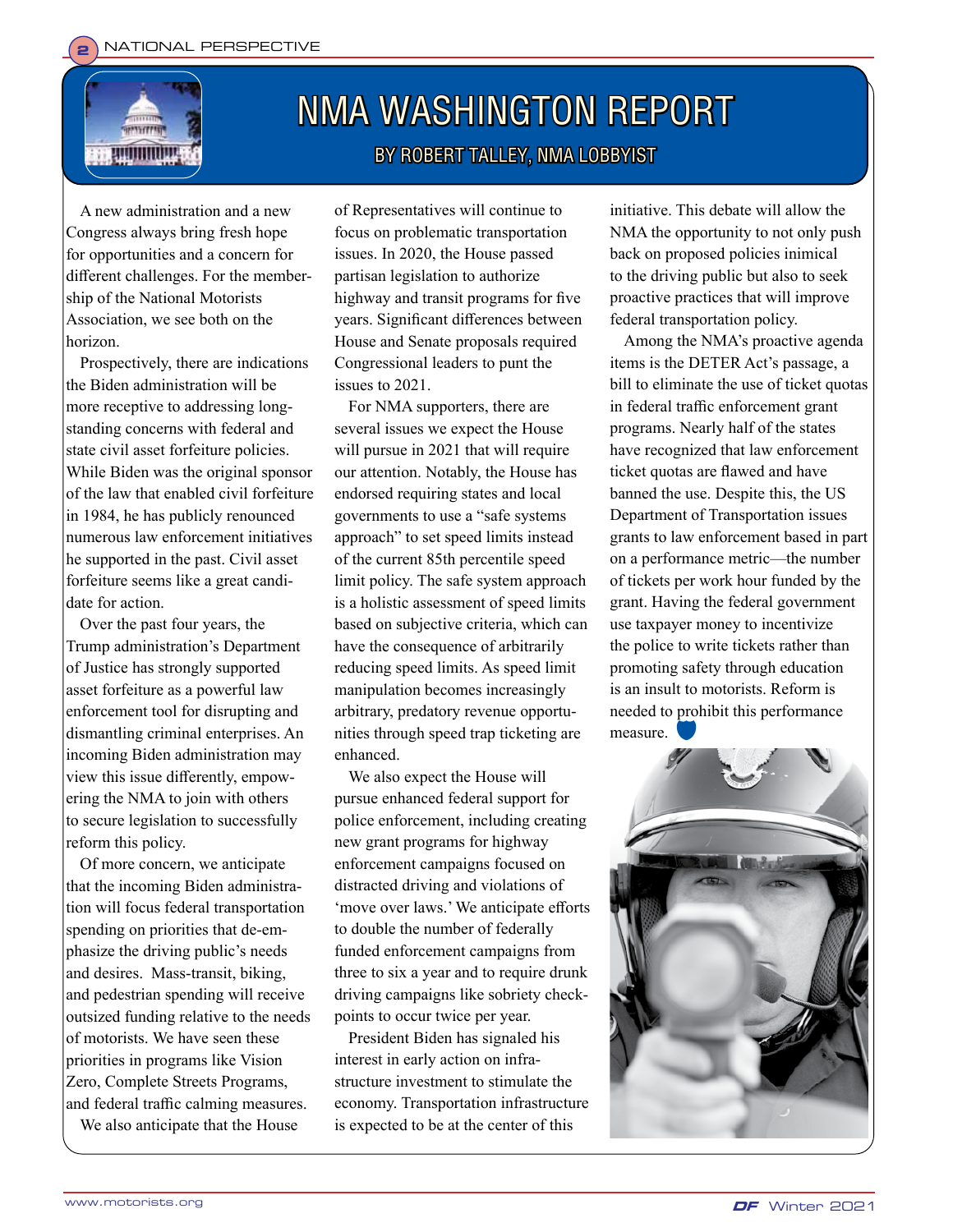# NMA WASHINGTON REPORT

## BY ROBERT TALLEY, NMA LOBBYIST

A new administration and a new Congress always bring fresh hope for opportunities and a concern for different challenges. For the membership of the National Motorists Association, we see both on the horizon.

Prospectively, there are indications the Biden administration will be more receptive to addressing longstanding concerns with federal and state civil asset forfeiture policies. While Biden was the original sponsor of the law that enabled civil forfeiture in 1984, he has publicly renounced numerous law enforcement initiatives he supported in the past. Civil asset forfeiture seems like a great candidate for action.

Over the past four years, the Trump administration's Department of Justice has strongly supported asset forfeiture as a powerful law enforcement tool for disrupting and dismantling criminal enterprises. An incoming Biden administration may view this issue differently, empowering the NMA to join with others to secure legislation to successfully reform this policy.

Of more concern, we anticipate that the incoming Biden administration will focus federal transportation spending on priorities that de-emphasize the driving public's needs and desires. Mass-transit, biking, and pedestrian spending will receive outsized funding relative to the needs of motorists. We have seen these priorities in programs like Vision Zero, Complete Streets Programs, and federal traffic calming measures.

We also anticipate that the House of Representatives will continue to focus on problematic transportation issues. In 2020, the House passed partisan legislation to authorize highway and transit programs for five years. Significant differences between House and Senate proposals required Congressional leaders to punt the issues to 2021.

For NMA supporters, there are several issues we expect the House will pursue in 2021 that will require our attention. Notably, the House has endorsed requiring states and local governments to use a "safe systems approach" to set speed limits instead of the current 85th percentile speed limit policy. The safe system approach is a holistic assessment of speed limits based on subjective criteria, which can have the consequence of arbitrarily reducing speed limits. As speed limit manipulation becomes increasingly arbitrary, predatory revenue opportunities through speed trap ticketing are enhanced.

We also expect the House will pursue enhanced federal support for police enforcement, including creating new grant programs for highway enforcement campaigns focused on distracted driving and violations of 'move over laws.' We anticipate efforts to double the number of federally funded enforcement campaigns from three to six a year and to require drunk driving campaigns like sobriety checkpoints to occur twice per year.

President Biden has signaled his interest in early action on infrastructure investment to stimulate the economy. Transportation infrastructure is expected to be at the center of this initiative. This debate will allow the NMA the opportunity to not only push back on proposed policies inimical to the driving public but also to seek proactive practices that will improve federal transportation policy.

Among the NMA's proactive agenda items is the DETER Act's passage, a bill to eliminate the use of ticket quotas in federal traffic enforcement grant programs. Nearly half of the states have recognized that law enforcement ticket quotas are flawed and have banned the use. Despite this, the US Department of Transportation issues grants to law enforcement based in part on a performance metric—the number of tickets per work hour funded by the grant. Having the federal government use taxpayer money to incentivize the police to write tickets rather than promoting safety through education is an insult to motorists. Reform is needed to prohibit this performance measure.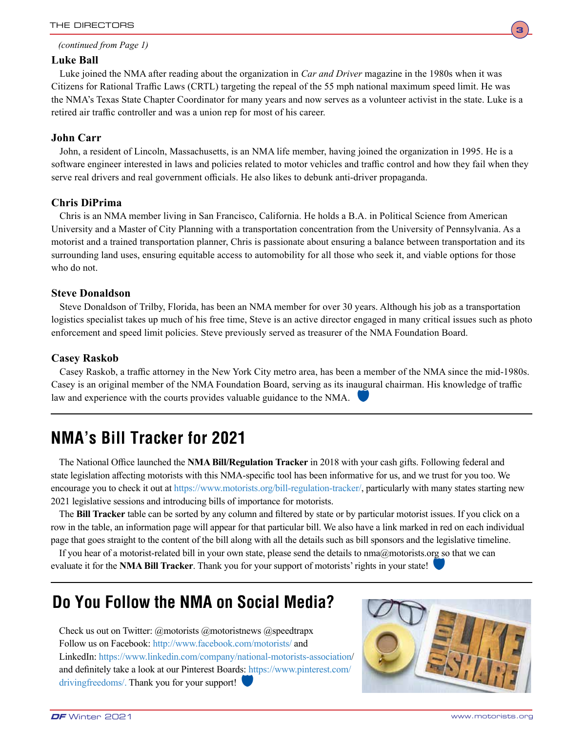*(continued from Page 1)*

**Luke Ball**

Luke joined the NMA after reading about the organization in *Car and Driver* magazine in the 1980s when it was Citizens for Rational Traffic Laws (CRTL) targeting the repeal of the 55 mph national maximum speed limit. He was the NMA's Texas State Chapter Coordinator for many years and now serves as a volunteer activist in the state. Luke is a retired air traffic controller and was a union rep for most of his career.

**John Carr**

John, a resident of Lincoln, Massachusetts, is an NMA life member, having joined the organization in 1995. He is a software engineer interested in laws and policies related to motor vehicles and traffic control and how they fail when they serve real drivers and real government officials. He also likes to debunk anti-driver propaganda.

**Chris DiPrima**

Chris is an NMA member living in San Francisco, California. He holds a B.A. in Political Science from American University and a Master of City Planning with a transportation concentration from the University of Pennsylvania. As a motorist and a trained transportation planner, Chris is passionate about ensuring a balance between transportation and its surrounding land uses, ensuring equitable access to automobility for all those who seek it, and viable options for those who do not.

**Steve Donaldson**

Steve Donaldson of Trilby, Florida, has been an NMA member for over 30 years. Although his job as a transportation logistics specialist takes up much of his free time, Steve is an active director engaged in many critical issues such as photo enforcement and speed limit policies. Steve previously served as treasurer of the NMA Foundation Board.

**Casey Raskob**

Casey Raskob, a traffic attorney in the New York City metro area, has been a member of the NMA since the mid-1980s. Casey is an original member of the NMA Foundation Board, serving as its inaugural chairman. His knowledge of traffic law and experience with the courts provides valuable guidance to the NMA.

## NMA's Bill Tracker for 2021

The National Office launched the **NMA Bill/Regulation Tracker** in 2018 with your cash gifts. Following federal and state legislation affecting motorists with this NMA-specific tool has been informative for us, and we trust for you too. We encourage you to check it out at https://www.motorists.org/bill-regulation-tracker/, particularly with many states starting new 2021 legislative sessions and introducing bills of importance for motorists.

The **Bill Tracker** table can be sorted by any column and filtered by state or by particular motorist issues. If you click on a row in the table, an information page will appear for that particular bill. We also have a link marked in red on each individual page that goes straight to the content of the bill along with all the details such as bill sponsors and the legislative timeline.

If you hear of a motorist-related bill in your own state, please send the details to nma@motorists.org so that we can evaluate it for the **NMA Bill Tracker**. Thank you for your support of motorists' rights in your state!

## Do You Follow the NMA on Social Media?

Check us out on Twitter: @motorists @motoristnews @speedtrapx
Follow us on Facebook: http://www.facebook.com/motorists/ and
LinkedIn: https://www.linkedin.com/company/national-motorists-association/
and definitely take a look at our Pinterest Boards: https://www.pinterest.com/drivingfreedoms/. Thank you for your support!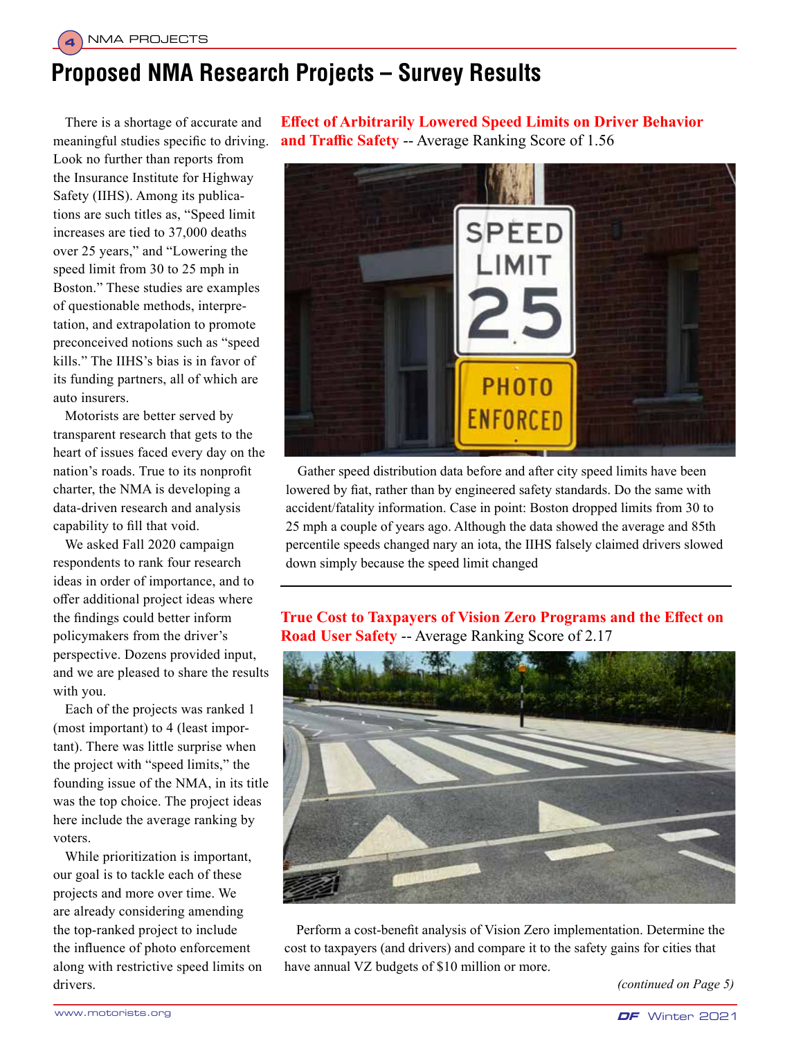# Proposed NMA Research Projects – Survey Results

There is a shortage of accurate and meaningful studies specific to driving. Look no further than reports from the Insurance Institute for Highway Safety (IIHS). Among its publications are such titles as, "Speed limit increases are tied to 37,000 deaths over 25 years," and "Lowering the speed limit from 30 to 25 mph in Boston." These studies are examples of questionable methods, interpretation, and extrapolation to promote preconceived notions such as "speed kills." The IIHS's bias is in favor of its funding partners, all of which are auto insurers.

Motorists are better served by transparent research that gets to the heart of issues faced every day on the nation's roads. True to its nonprofit charter, the NMA is developing a data-driven research and analysis capability to fill that void.

We asked Fall 2020 campaign respondents to rank four research ideas in order of importance, and to offer additional project ideas where the findings could better inform policymakers from the driver's perspective. Dozens provided input, and we are pleased to share the results with you.

Each of the projects was ranked 1 (most important) to 4 (least important). There was little surprise when the project with "speed limits," the founding issue of the NMA, in its title was the top choice. The project ideas here include the average ranking by voters.

While prioritization is important, our goal is to tackle each of these projects and more over time. We are already considering amending the top-ranked project to include the influence of photo enforcement along with restrictive speed limits on drivers.

**Effect of Arbitrarily Lowered Speed Limits on Driver Behavior and Traffic Safety** -- Average Ranking Score of 1.56

Gather speed distribution data before and after city speed limits have been lowered by fiat, rather than by engineered safety standards. Do the same with accident/fatality information. Case in point: Boston dropped limits from 30 to 25 mph a couple of years ago. Although the data showed the average and 85th percentile speeds changed nary an iota, the IIHS falsely claimed drivers slowed down simply because the speed limit changed

**True Cost to Taxpayers of Vision Zero Programs and the Effect on Road User Safety** -- Average Ranking Score of 2.17

Perform a cost-benefit analysis of Vision Zero implementation. Determine the cost to taxpayers (and drivers) and compare it to the safety gains for cities that have annual VZ budgets of $10 million or more.

*(continued on Page 5)*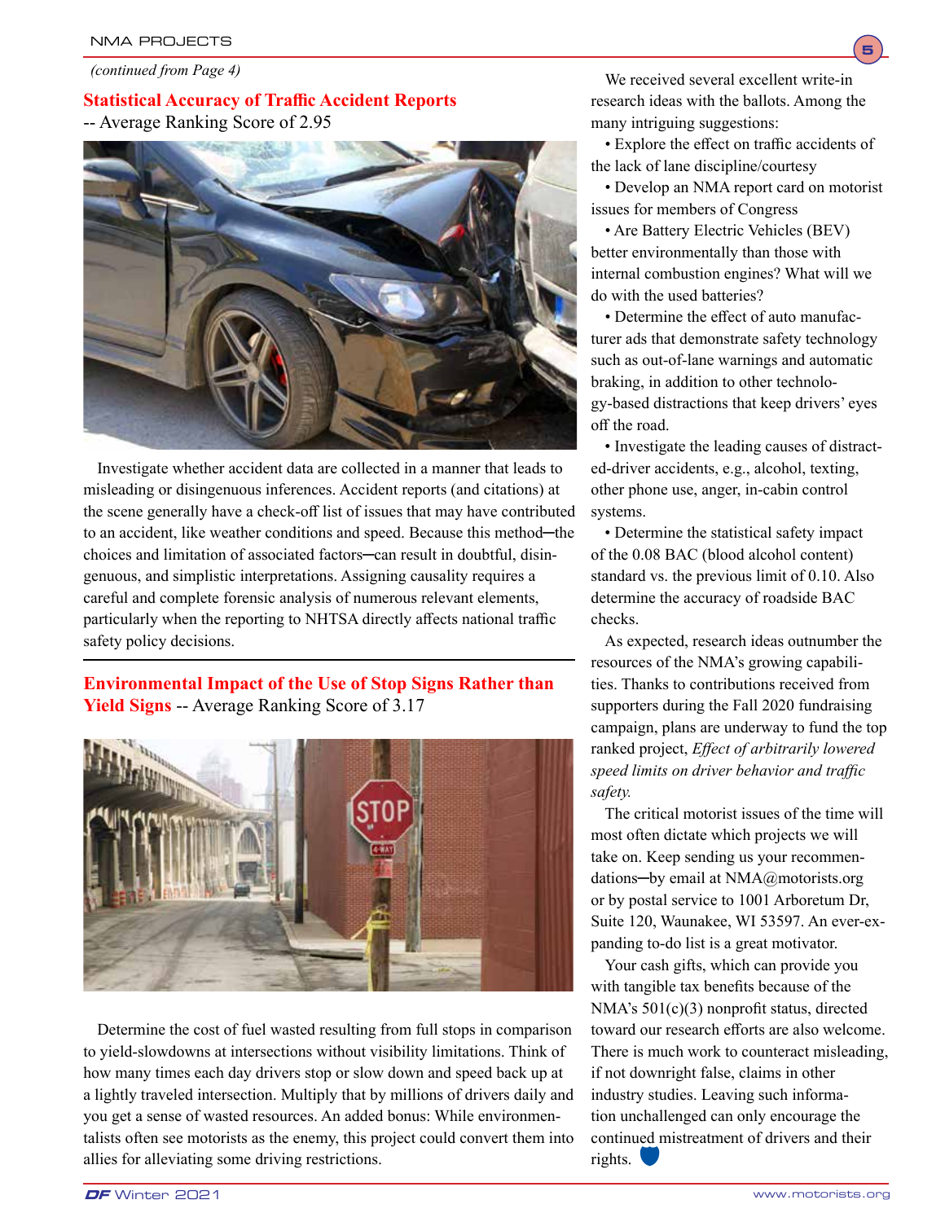*(continued from Page 4)*

## Statistical Accuracy of Traffic Accident Reports

-- Average Ranking Score of 2.95

Investigate whether accident data are collected in a manner that leads to misleading or disingenuous inferences. Accident reports (and citations) at the scene generally have a check-off list of issues that may have contributed to an accident, like weather conditions and speed. Because this method─the choices and limitation of associated factors─can result in doubtful, disingenuous, and simplistic interpretations. Assigning causality requires a careful and complete forensic analysis of numerous relevant elements, particularly when the reporting to NHTSA directly affects national traffic safety policy decisions.

## Environmental Impact of the Use of Stop Signs Rather than Yield Signs -- Average Ranking Score of 3.17

Determine the cost of fuel wasted resulting from full stops in comparison to yield-slowdowns at intersections without visibility limitations. Think of how many times each day drivers stop or slow down and speed back up at a lightly traveled intersection. Multiply that by millions of drivers daily and you get a sense of wasted resources. An added bonus: While environmentalists often see motorists as the enemy, this project could convert them into allies for alleviating some driving restrictions.

We received several excellent write-in research ideas with the ballots. Among the many intriguing suggestions:

- Explore the effect on traffic accidents of the lack of lane discipline/courtesy
- Develop an NMA report card on motorist issues for members of Congress
- Are Battery Electric Vehicles (BEV) better environmentally than those with internal combustion engines? What will we do with the used batteries?
- Determine the effect of auto manufacturer ads that demonstrate safety technology such as out-of-lane warnings and automatic braking, in addition to other technology-based distractions that keep drivers' eyes off the road.
- Investigate the leading causes of distracted-driver accidents, e.g., alcohol, texting, other phone use, anger, in-cabin control systems.
- Determine the statistical safety impact of the 0.08 BAC (blood alcohol content) standard vs. the previous limit of 0.10. Also determine the accuracy of roadside BAC checks.

As expected, research ideas outnumber the resources of the NMA's growing capabilities. Thanks to contributions received from supporters during the Fall 2020 fundraising campaign, plans are underway to fund the top ranked project, *Effect of arbitrarily lowered speed limits on driver behavior and traffic safety.*

The critical motorist issues of the time will most often dictate which projects we will take on. Keep sending us your recommendations─by email at NMA@motorists.org or by postal service to 1001 Arboretum Dr, Suite 120, Waunakee, WI 53597. An ever-expanding to-do list is a great motivator.

Your cash gifts, which can provide you with tangible tax benefits because of the NMA's 501(c)(3) nonprofit status, directed toward our research efforts are also welcome. There is much work to counteract misleading, if not downright false, claims in other industry studies. Leaving such information unchallenged can only encourage the continued mistreatment of drivers and their rights.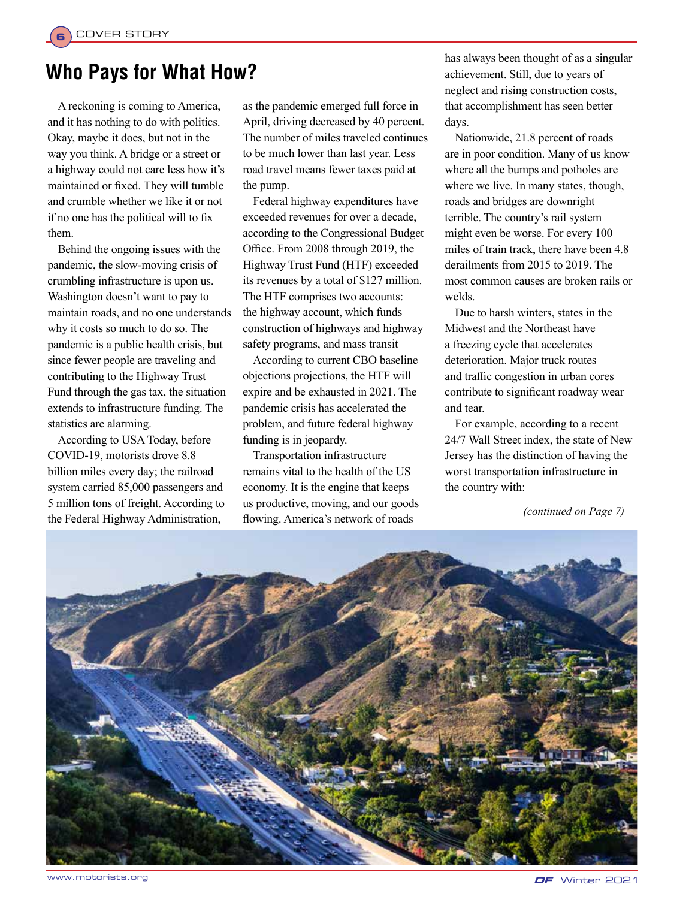# Who Pays for What How?

A reckoning is coming to America, and it has nothing to do with politics. Okay, maybe it does, but not in the way you think. A bridge or a street or a highway could not care less how it's maintained or fixed. They will tumble and crumble whether we like it or not if no one has the political will to fix them.

Behind the ongoing issues with the pandemic, the slow-moving crisis of crumbling infrastructure is upon us. Washington doesn't want to pay to maintain roads, and no one understands why it costs so much to do so. The pandemic is a public health crisis, but since fewer people are traveling and contributing to the Highway Trust Fund through the gas tax, the situation extends to infrastructure funding. The statistics are alarming.

According to USA Today, before COVID-19, motorists drove 8.8 billion miles every day; the railroad system carried 85,000 passengers and 5 million tons of freight. According to the Federal Highway Administration, as the pandemic emerged full force in April, driving decreased by 40 percent. The number of miles traveled continues to be much lower than last year. Less road travel means fewer taxes paid at the pump.

Federal highway expenditures have exceeded revenues for over a decade, according to the Congressional Budget Office. From 2008 through 2019, the Highway Trust Fund (HTF) exceeded its revenues by a total of $127 million. The HTF comprises two accounts: the highway account, which funds construction of highways and highway safety programs, and mass transit

According to current CBO baseline objections projections, the HTF will expire and be exhausted in 2021. The pandemic crisis has accelerated the problem, and future federal highway funding is in jeopardy.

Transportation infrastructure remains vital to the health of the US economy. It is the engine that keeps us productive, moving, and our goods flowing. America's network of roads has always been thought of as a singular achievement. Still, due to years of neglect and rising construction costs, that accomplishment has seen better days.

Nationwide, 21.8 percent of roads are in poor condition. Many of us know where all the bumps and potholes are where we live. In many states, though, roads and bridges are downright terrible. The country's rail system might even be worse. For every 100 miles of train track, there have been 4.8 derailments from 2015 to 2019. The most common causes are broken rails or welds.

Due to harsh winters, states in the Midwest and the Northeast have a freezing cycle that accelerates deterioration. Major truck routes and traffic congestion in urban cores contribute to significant roadway wear and tear.

For example, according to a recent 24/7 Wall Street index, the state of New Jersey has the distinction of having the worst transportation infrastructure in the country with:

*(continued on Page 7)*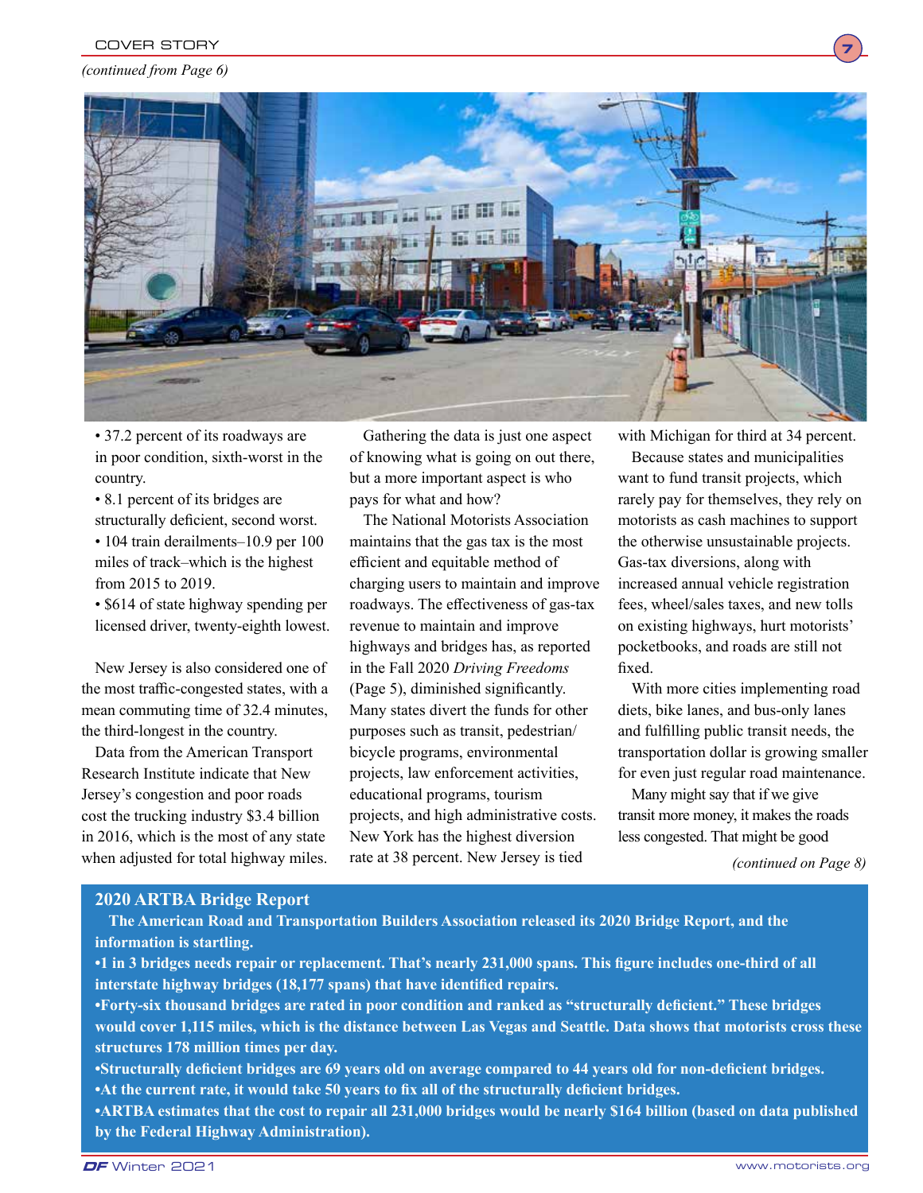*(continued from Page 6)*

- 37.2 percent of its roadways are in poor condition, sixth-worst in the country.
- 8.1 percent of its bridges are structurally deficient, second worst.
- 104 train derailments–10.9 per 100 miles of track–which is the highest from 2015 to 2019.
- $614 of state highway spending per licensed driver, twenty-eighth lowest.

New Jersey is also considered one of the most traffic-congested states, with a mean commuting time of 32.4 minutes, the third-longest in the country.

Data from the American Transport Research Institute indicate that New Jersey's congestion and poor roads cost the trucking industry $3.4 billion in 2016, which is the most of any state when adjusted for total highway miles.

Gathering the data is just one aspect of knowing what is going on out there, but a more important aspect is who pays for what and how?

The National Motorists Association maintains that the gas tax is the most efficient and equitable method of charging users to maintain and improve roadways. The effectiveness of gas-tax revenue to maintain and improve highways and bridges has, as reported in the Fall 2020 *Driving Freedoms* (Page 5), diminished significantly. Many states divert the funds for other purposes such as transit, pedestrian/ bicycle programs, environmental projects, law enforcement activities, educational programs, tourism projects, and high administrative costs. New York has the highest diversion rate at 38 percent. New Jersey is tied with Michigan for third at 34 percent.

Because states and municipalities want to fund transit projects, which rarely pay for themselves, they rely on motorists as cash machines to support the otherwise unsustainable projects. Gas-tax diversions, along with increased annual vehicle registration fees, wheel/sales taxes, and new tolls on existing highways, hurt motorists' pocketbooks, and roads are still not fixed.

With more cities implementing road diets, bike lanes, and bus-only lanes and fulfilling public transit needs, the transportation dollar is growing smaller for even just regular road maintenance.

Many might say that if we give transit more money, it makes the roads less congested. That might be good

*(continued on Page 8)*

## 2020 ARTBA Bridge Report

**The American Road and Transportation Builders Association released its 2020 Bridge Report, and the information is startling.**

- **1 in 3 bridges needs repair or replacement. That's nearly 231,000 spans. This figure includes one-third of all interstate highway bridges (18,177 spans) that have identified repairs.**
- **Forty-six thousand bridges are rated in poor condition and ranked as "structurally deficient." These bridges would cover 1,115 miles, which is the distance between Las Vegas and Seattle. Data shows that motorists cross these structures 178 million times per day.**
- **Structurally deficient bridges are 69 years old on average compared to 44 years old for non-deficient bridges.**
- **At the current rate, it would take 50 years to fix all of the structurally deficient bridges.**
- **ARTBA estimates that the cost to repair all 231,000 bridges would be nearly $164 billion (based on data published by the Federal Highway Administration).**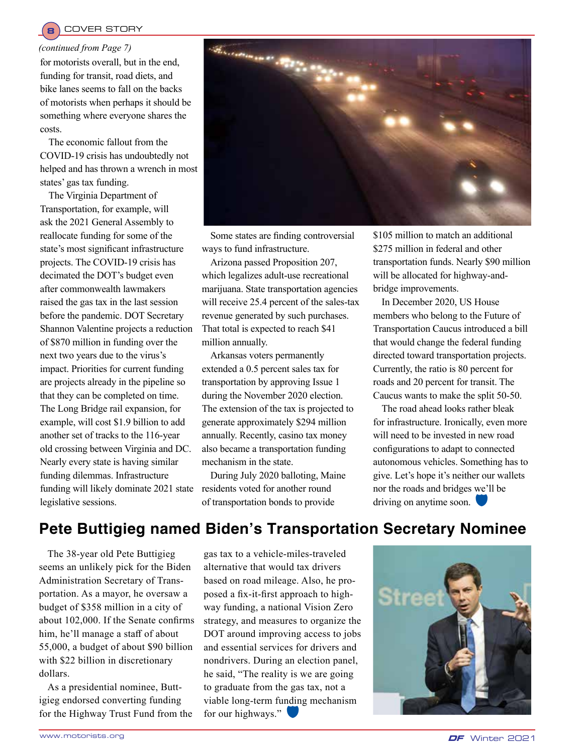*(continued from Page 7)*

for motorists overall, but in the end, funding for transit, road diets, and bike lanes seems to fall on the backs of motorists when perhaps it should be something where everyone shares the costs.

The economic fallout from the COVID-19 crisis has undoubtedly not helped and has thrown a wrench in most states' gas tax funding.

The Virginia Department of Transportation, for example, will ask the 2021 General Assembly to reallocate funding for some of the state's most significant infrastructure projects. The COVID-19 crisis has decimated the DOT's budget even after commonwealth lawmakers raised the gas tax in the last session before the pandemic. DOT Secretary Shannon Valentine projects a reduction of $870 million in funding over the next two years due to the virus's impact. Priorities for current funding are projects already in the pipeline so that they can be completed on time. The Long Bridge rail expansion, for example, will cost $1.9 billion to add another set of tracks to the 116-year old crossing between Virginia and DC. Nearly every state is having similar funding dilemmas. Infrastructure funding will likely dominate 2021 state legislative sessions.

Some states are finding controversial ways to fund infrastructure.

Arizona passed Proposition 207, which legalizes adult-use recreational marijuana. State transportation agencies will receive 25.4 percent of the sales-tax revenue generated by such purchases. That total is expected to reach $41 million annually.

Arkansas voters permanently extended a 0.5 percent sales tax for transportation by approving Issue 1 during the November 2020 election. The extension of the tax is projected to generate approximately $294 million annually. Recently, casino tax money also became a transportation funding mechanism in the state.

During July 2020 balloting, Maine residents voted for another round of transportation bonds to provide $105 million to match an additional $275 million in federal and other transportation funds. Nearly $90 million will be allocated for highway-and-bridge improvements.

In December 2020, US House members who belong to the Future of Transportation Caucus introduced a bill that would change the federal funding directed toward transportation projects. Currently, the ratio is 80 percent for roads and 20 percent for transit. The Caucus wants to make the split 50-50.

The road ahead looks rather bleak for infrastructure. Ironically, even more will need to be invested in new road configurations to adapt to connected autonomous vehicles. Something has to give. Let's hope it's neither our wallets nor the roads and bridges we'll be driving on anytime soon.

## Pete Buttigieg named Biden's Transportation Secretary Nominee

The 38-year old Pete Buttigieg seems an unlikely pick for the Biden Administration Secretary of Transportation. As a mayor, he oversaw a budget of $358 million in a city of about 102,000. If the Senate confirms him, he'll manage a staff of about 55,000, a budget of about $90 billion with $22 billion in discretionary dollars.

As a presidential nominee, Buttigieg endorsed converting funding for the Highway Trust Fund from the gas tax to a vehicle-miles-traveled alternative that would tax drivers based on road mileage. Also, he proposed a fix-it-first approach to highway funding, a national Vision Zero strategy, and measures to organize the DOT around improving access to jobs and essential services for drivers and nondrivers. During an election panel, he said, "The reality is we are going to graduate from the gas tax, not a viable long-term funding mechanism for our highways."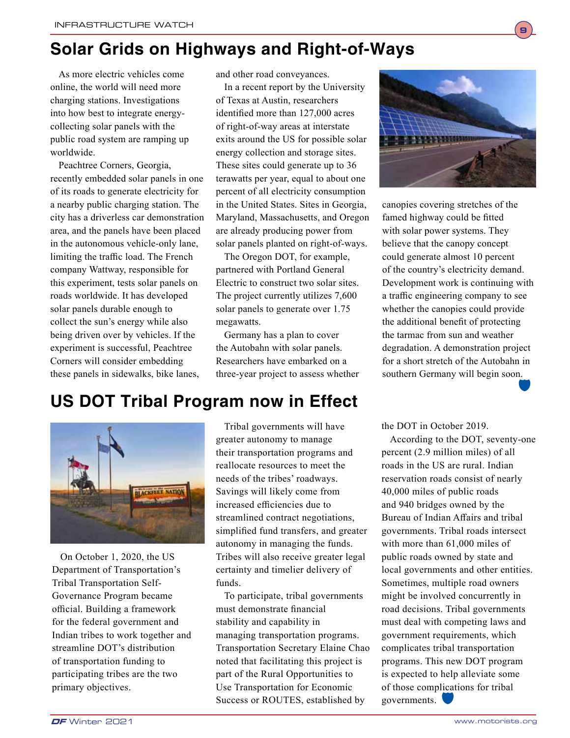## Solar Grids on Highways and Right-of-Ways

As more electric vehicles come online, the world will need more charging stations. Investigations into how best to integrate energy-collecting solar panels with the public road system are ramping up worldwide.

Peachtree Corners, Georgia, recently embedded solar panels in one of its roads to generate electricity for a nearby public charging station. The city has a driverless car demonstration area, and the panels have been placed in the autonomous vehicle-only lane, limiting the traffic load. The French company Wattway, responsible for this experiment, tests solar panels on roads worldwide. It has developed solar panels durable enough to collect the sun's energy while also being driven over by vehicles. If the experiment is successful, Peachtree Corners will consider embedding these panels in sidewalks, bike lanes, and other road conveyances.

In a recent report by the University of Texas at Austin, researchers identified more than 127,000 acres of right-of-way areas at interstate exits around the US for possible solar energy collection and storage sites. These sites could generate up to 36 terawatts per year, equal to about one percent of all electricity consumption in the United States. Sites in Georgia, Maryland, Massachusetts, and Oregon are already producing power from solar panels planted on right-of-ways.

The Oregon DOT, for example, partnered with Portland General Electric to construct two solar sites. The project currently utilizes 7,600 solar panels to generate over 1.75 megawatts.

Germany has a plan to cover the Autobahn with solar panels. Researchers have embarked on a three-year project to assess whether canopies covering stretches of the famed highway could be fitted with solar power systems. They believe that the canopy concept could generate almost 10 percent of the country's electricity demand. Development work is continuing with a traffic engineering company to see whether the canopies could provide the additional benefit of protecting the tarmac from sun and weather degradation. A demonstration project for a short stretch of the Autobahn in southern Germany will begin soon.

## US DOT Tribal Program now in Effect

On October 1, 2020, the US Department of Transportation's Tribal Transportation Self-Governance Program became official. Building a framework for the federal government and Indian tribes to work together and streamline DOT's distribution of transportation funding to participating tribes are the two primary objectives.

Tribal governments will have greater autonomy to manage their transportation programs and reallocate resources to meet the needs of the tribes' roadways. Savings will likely come from increased efficiencies due to streamlined contract negotiations, simplified fund transfers, and greater autonomy in managing the funds. Tribes will also receive greater legal certainty and timelier delivery of funds.

To participate, tribal governments must demonstrate financial stability and capability in managing transportation programs. Transportation Secretary Elaine Chao noted that facilitating this project is part of the Rural Opportunities to Use Transportation for Economic Success or ROUTES, established by the DOT in October 2019.

According to the DOT, seventy-one percent (2.9 million miles) of all roads in the US are rural. Indian reservation roads consist of nearly 40,000 miles of public roads and 940 bridges owned by the Bureau of Indian Affairs and tribal governments. Tribal roads intersect with more than 61,000 miles of public roads owned by state and local governments and other entities. Sometimes, multiple road owners might be involved concurrently in road decisions. Tribal governments must deal with competing laws and government requirements, which complicates tribal transportation programs. This new DOT program is expected to help alleviate some of those complications for tribal governments.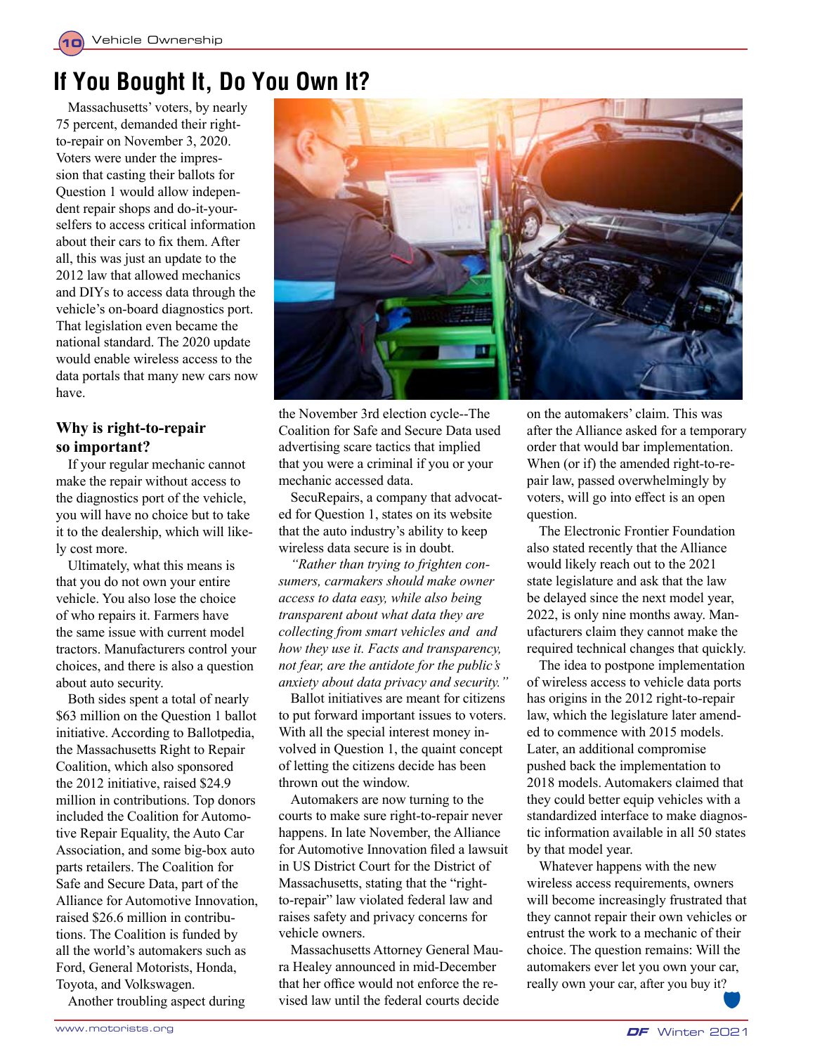# If You Bought It, Do You Own It?

Massachusetts' voters, by nearly 75 percent, demanded their right-to-repair on November 3, 2020. Voters were under the impression that casting their ballots for Question 1 would allow independent repair shops and do-it-yourselfers to access critical information about their cars to fix them. After all, this was just an update to the 2012 law that allowed mechanics and DIYs to access data through the vehicle's on-board diagnostics port. That legislation even became the national standard. The 2020 update would enable wireless access to the data portals that many new cars now have.

### Why is right-to-repair so important?

If your regular mechanic cannot make the repair without access to the diagnostics port of the vehicle, you will have no choice but to take it to the dealership, which will likely cost more.

Ultimately, what this means is that you do not own your entire vehicle. You also lose the choice of who repairs it. Farmers have the same issue with current model tractors. Manufacturers control your choices, and there is also a question about auto security.

Both sides spent a total of nearly $63 million on the Question 1 ballot initiative. According to Ballotpedia, the Massachusetts Right to Repair Coalition, which also sponsored the 2012 initiative, raised $24.9 million in contributions. Top donors included the Coalition for Automotive Repair Equality, the Auto Car Association, and some big-box auto parts retailers. The Coalition for Safe and Secure Data, part of the Alliance for Automotive Innovation, raised $26.6 million in contributions. The Coalition is funded by all the world's automakers such as Ford, General Motorists, Honda, Toyota, and Volkswagen.

Another troubling aspect during the November 3rd election cycle--The Coalition for Safe and Secure Data used advertising scare tactics that implied that you were a criminal if you or your mechanic accessed data.

SecuRepairs, a company that advocated for Question 1, states on its website that the auto industry's ability to keep wireless data secure is in doubt.

*"Rather than trying to frighten consumers, carmakers should make owner access to data easy, while also being transparent about what data they are collecting from smart vehicles and and how they use it. Facts and transparency, not fear, are the antidote for the public's anxiety about data privacy and security."*

Ballot initiatives are meant for citizens to put forward important issues to voters. With all the special interest money involved in Question 1, the quaint concept of letting the citizens decide has been thrown out the window.

Automakers are now turning to the courts to make sure right-to-repair never happens. In late November, the Alliance for Automotive Innovation filed a lawsuit in US District Court for the District of Massachusetts, stating that the "right-to-repair" law violated federal law and raises safety and privacy concerns for vehicle owners.

Massachusetts Attorney General Maura Healey announced in mid-December that her office would not enforce the revised law until the federal courts decide on the automakers' claim. This was after the Alliance asked for a temporary order that would bar implementation. When (or if) the amended right-to-repair law, passed overwhelmingly by voters, will go into effect is an open question.

The Electronic Frontier Foundation also stated recently that the Alliance would likely reach out to the 2021 state legislature and ask that the law be delayed since the next model year, 2022, is only nine months away. Manufacturers claim they cannot make the required technical changes that quickly.

The idea to postpone implementation of wireless access to vehicle data ports has origins in the 2012 right-to-repair law, which the legislature later amended to commence with 2015 models. Later, an additional compromise pushed back the implementation to 2018 models. Automakers claimed that they could better equip vehicles with a standardized interface to make diagnostic information available in all 50 states by that model year.

Whatever happens with the new wireless access requirements, owners will become increasingly frustrated that they cannot repair their own vehicles or entrust the work to a mechanic of their choice. The question remains: Will the automakers ever let you own your car, really own your car, after you buy it?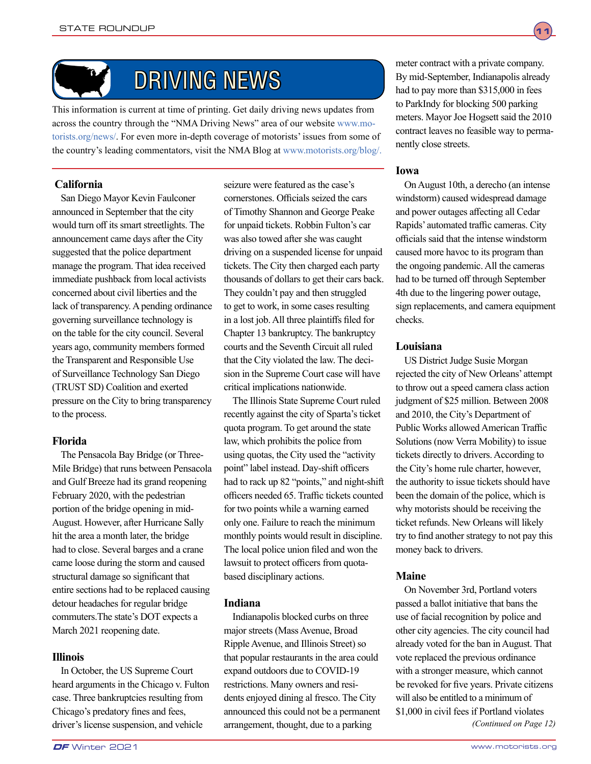# DRIVING NEWS

This information is current at time of printing. Get daily driving news updates from across the country through the "NMA Driving News" area of our website www.motorists.org/news/. For even more in-depth coverage of motorists' issues from some of the country's leading commentators, visit the NMA Blog at www.motorists.org/blog/.

### California

San Diego Mayor Kevin Faulconer announced in September that the city would turn off its smart streetlights. The announcement came days after the City suggested that the police department manage the program. That idea received immediate pushback from local activists concerned about civil liberties and the lack of transparency. A pending ordinance governing surveillance technology is on the table for the city council. Several years ago, community members formed the Transparent and Responsible Use of Surveillance Technology San Diego (TRUST SD) Coalition and exerted pressure on the City to bring transparency to the process.

### Florida

The Pensacola Bay Bridge (or Three-Mile Bridge) that runs between Pensacola and Gulf Breeze had its grand reopening February 2020, with the pedestrian portion of the bridge opening in mid-August. However, after Hurricane Sally hit the area a month later, the bridge had to close. Several barges and a crane came loose during the storm and caused structural damage so significant that entire sections had to be replaced causing detour headaches for regular bridge commuters.The state's DOT expects a March 2021 reopening date.

### Illinois

In October, the US Supreme Court heard arguments in the Chicago v. Fulton case. Three bankruptcies resulting from Chicago's predatory fines and fees, driver's license suspension, and vehicle seizure were featured as the case's cornerstones. Officials seized the cars of Timothy Shannon and George Peake for unpaid tickets. Robbin Fulton's car was also towed after she was caught driving on a suspended license for unpaid tickets. The City then charged each party thousands of dollars to get their cars back. They couldn't pay and then struggled to get to work, in some cases resulting in a lost job. All three plaintiffs filed for Chapter 13 bankruptcy. The bankruptcy courts and the Seventh Circuit all ruled that the City violated the law. The decision in the Supreme Court case will have critical implications nationwide.

The Illinois State Supreme Court ruled recently against the city of Sparta's ticket quota program. To get around the state law, which prohibits the police from using quotas, the City used the "activity point" label instead. Day-shift officers had to rack up 82 "points," and night-shift officers needed 65. Traffic tickets counted for two points while a warning earned only one. Failure to reach the minimum monthly points would result in discipline. The local police union filed and won the lawsuit to protect officers from quota-based disciplinary actions.

### Indiana

Indianapolis blocked curbs on three major streets (Mass Avenue, Broad Ripple Avenue, and Illinois Street) so that popular restaurants in the area could expand outdoors due to COVID-19 restrictions. Many owners and residents enjoyed dining al fresco. The City announced this could not be a permanent arrangement, thought, due to a parking meter contract with a private company. By mid-September, Indianapolis already had to pay more than $315,000 in fees to ParkIndy for blocking 500 parking meters. Mayor Joe Hogsett said the 2010 contract leaves no feasible way to permanently close streets.

### Iowa

On August 10th, a derecho (an intense windstorm) caused widespread damage and power outages affecting all Cedar Rapids' automated traffic cameras. City officials said that the intense windstorm caused more havoc to its program than the ongoing pandemic. All the cameras had to be turned off through September 4th due to the lingering power outage, sign replacements, and camera equipment checks.

### Louisiana

US District Judge Susie Morgan rejected the city of New Orleans' attempt to throw out a speed camera class action judgment of $25 million. Between 2008 and 2010, the City's Department of Public Works allowed American Traffic Solutions (now Verra Mobility) to issue tickets directly to drivers. According to the City's home rule charter, however, the authority to issue tickets should have been the domain of the police, which is why motorists should be receiving the ticket refunds. New Orleans will likely try to find another strategy to not pay this money back to drivers.

### Maine

On November 3rd, Portland voters passed a ballot initiative that bans the use of facial recognition by police and other city agencies. The city council had already voted for the ban in August. That vote replaced the previous ordinance with a stronger measure, which cannot be revoked for five years. Private citizens will also be entitled to a minimum of $1,000 in civil fees if Portland violates

*(Continued on Page 12)*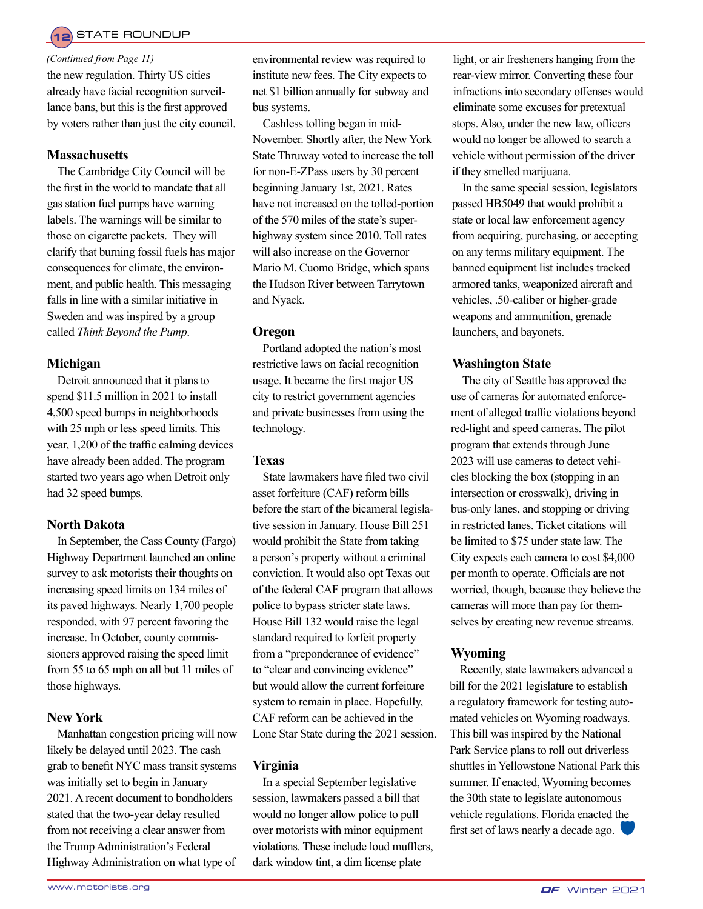*(Continued from Page 11)*

the new regulation. Thirty US cities already have facial recognition surveillance bans, but this is the first approved by voters rather than just the city council.

### Massachusetts

The Cambridge City Council will be the first in the world to mandate that all gas station fuel pumps have warning labels. The warnings will be similar to those on cigarette packets. They will clarify that burning fossil fuels has major consequences for climate, the environment, and public health. This messaging falls in line with a similar initiative in Sweden and was inspired by a group called *Think Beyond the Pump*.

### Michigan

Detroit announced that it plans to spend $11.5 million in 2021 to install 4,500 speed bumps in neighborhoods with 25 mph or less speed limits. This year, 1,200 of the traffic calming devices have already been added. The program started two years ago when Detroit only had 32 speed bumps.

### North Dakota

In September, the Cass County (Fargo) Highway Department launched an online survey to ask motorists their thoughts on increasing speed limits on 134 miles of its paved highways. Nearly 1,700 people responded, with 97 percent favoring the increase. In October, county commissioners approved raising the speed limit from 55 to 65 mph on all but 11 miles of those highways.

### New York

Manhattan congestion pricing will now likely be delayed until 2023. The cash grab to benefit NYC mass transit systems was initially set to begin in January 2021. A recent document to bondholders stated that the two-year delay resulted from not receiving a clear answer from the Trump Administration's Federal Highway Administration on what type of environmental review was required to institute new fees. The City expects to net $1 billion annually for subway and bus systems.

Cashless tolling began in mid-November. Shortly after, the New York State Thruway voted to increase the toll for non-E-ZPass users by 30 percent beginning January 1st, 2021. Rates have not increased on the tolled-portion of the 570 miles of the state's super-highway system since 2010. Toll rates will also increase on the Governor Mario M. Cuomo Bridge, which spans the Hudson River between Tarrytown and Nyack.

### Oregon

Portland adopted the nation's most restrictive laws on facial recognition usage. It became the first major US city to restrict government agencies and private businesses from using the technology.

### Texas

State lawmakers have filed two civil asset forfeiture (CAF) reform bills before the start of the bicameral legislative session in January. House Bill 251 would prohibit the State from taking a person's property without a criminal conviction. It would also opt Texas out of the federal CAF program that allows police to bypass stricter state laws. House Bill 132 would raise the legal standard required to forfeit property from a "preponderance of evidence" to "clear and convincing evidence" but would allow the current forfeiture system to remain in place. Hopefully, CAF reform can be achieved in the Lone Star State during the 2021 session.

### Virginia

In a special September legislative session, lawmakers passed a bill that would no longer allow police to pull over motorists with minor equipment violations. These include loud mufflers, dark window tint, a dim license plate light, or air fresheners hanging from the rear-view mirror. Converting these four infractions into secondary offenses would eliminate some excuses for pretextual stops. Also, under the new law, officers would no longer be allowed to search a vehicle without permission of the driver if they smelled marijuana.

In the same special session, legislators passed HB5049 that would prohibit a state or local law enforcement agency from acquiring, purchasing, or accepting on any terms military equipment. The banned equipment list includes tracked armored tanks, weaponized aircraft and vehicles, .50-caliber or higher-grade weapons and ammunition, grenade launchers, and bayonets.

### Washington State

The city of Seattle has approved the use of cameras for automated enforcement of alleged traffic violations beyond red-light and speed cameras. The pilot program that extends through June 2023 will use cameras to detect vehicles blocking the box (stopping in an intersection or crosswalk), driving in bus-only lanes, and stopping or driving in restricted lanes. Ticket citations will be limited to $75 under state law. The City expects each camera to cost $4,000 per month to operate. Officials are not worried, though, because they believe the cameras will more than pay for themselves by creating new revenue streams.

### Wyoming

Recently, state lawmakers advanced a bill for the 2021 legislature to establish a regulatory framework for testing automated vehicles on Wyoming roadways. This bill was inspired by the National Park Service plans to roll out driverless shuttles in Yellowstone National Park this summer. If enacted, Wyoming becomes the 30th state to legislate autonomous vehicle regulations. Florida enacted the first set of laws nearly a decade ago.